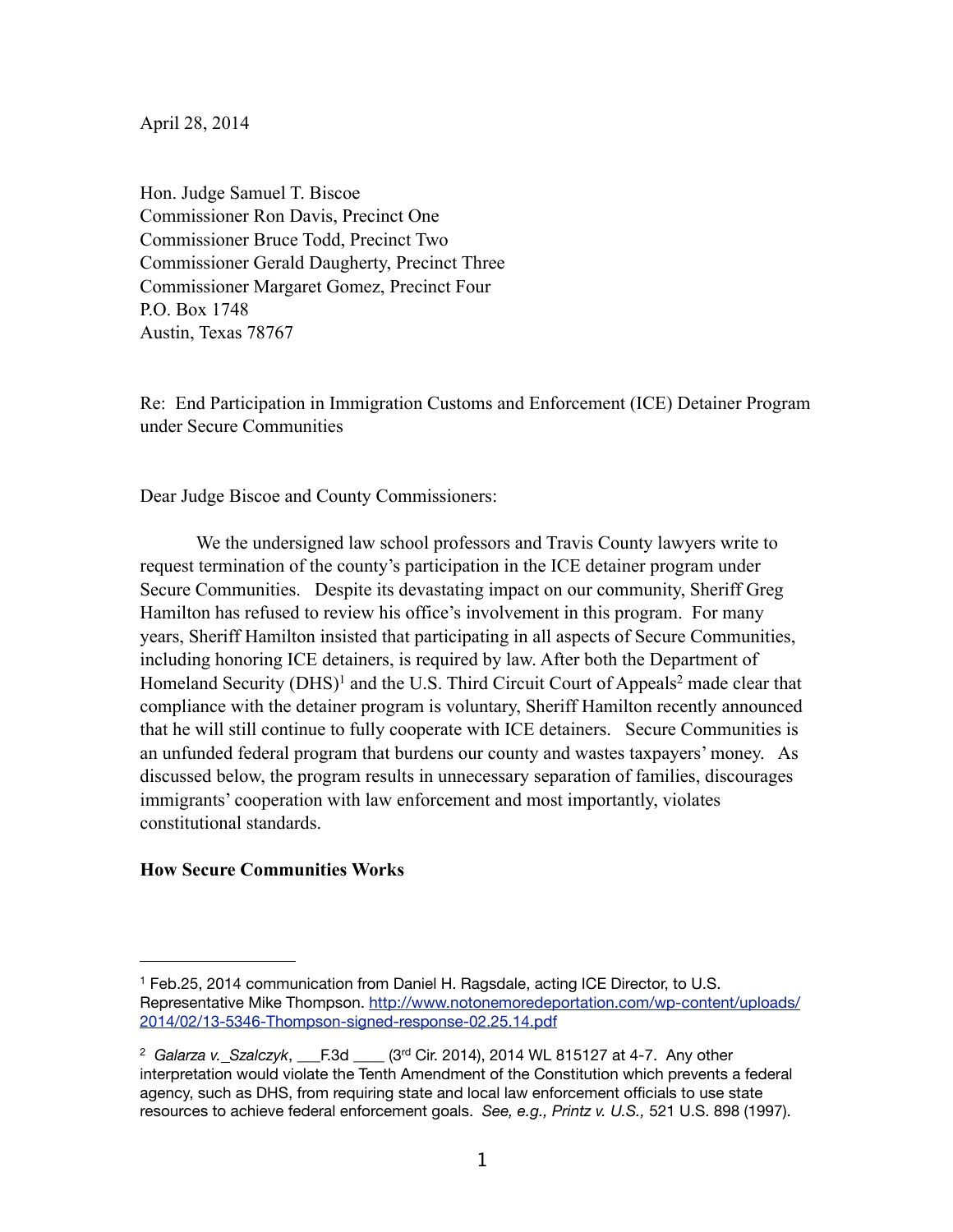April 28, 2014

Hon. Judge Samuel T. Biscoe  
Commissioner Ron Davis, Precinct One  
Commissioner Bruce Todd, Precinct Two  
Commissioner Gerald Daugherty, Precinct Three  
Commissioner Margaret Gomez, Precinct Four  
P.O. Box 1748  
Austin, Texas 78767

Re: End Participation in Immigration Customs and Enforcement (ICE) Detainer Program under Secure Communities

Dear Judge Biscoe and County Commissioners:

We the undersigned law school professors and Travis County lawyers write to request termination of the county's participation in the ICE detainer program under Secure Communities. Despite its devastating impact on our community, Sheriff Greg Hamilton has refused to review his office's involvement in this program. For many years, Sheriff Hamilton insisted that participating in all aspects of Secure Communities, including honoring ICE detainers, is required by law. After both the Department of Homeland Security (DHS)[1] and the U.S. Third Circuit Court of Appeals[2] made clear that compliance with the detainer program is voluntary, Sheriff Hamilton recently announced that he will still continue to fully cooperate with ICE detainers. Secure Communities is an unfunded federal program that burdens our county and wastes taxpayers' money. As discussed below, the program results in unnecessary separation of families, discourages immigrants' cooperation with law enforcement and most importantly, violates constitutional standards.

**How Secure Communities Works**

---

[1] Feb.25, 2014 communication from Daniel H. Ragsdale, acting ICE Director, to U.S. Representative Mike Thompson. [http://www.notonemoredeportation.com/wp-content/uploads/2014/02/13-5346-Thompson-signed-response-02.25.14.pdf](http://www.notonemoredeportation.com/wp-content/uploads/2014/02/13-5346-Thompson-signed-response-02.25.14.pdf)

[2] *Galarza v. Szalczyk*, ___F.3d ____ (3rd Cir. 2014), 2014 WL 815127 at 4-7. Any other interpretation would violate the Tenth Amendment of the Constitution which prevents a federal agency, such as DHS, from requiring state and local law enforcement officials to use state resources to achieve federal enforcement goals. *See, e.g., Printz v. U.S.,* 521 U.S. 898 (1997).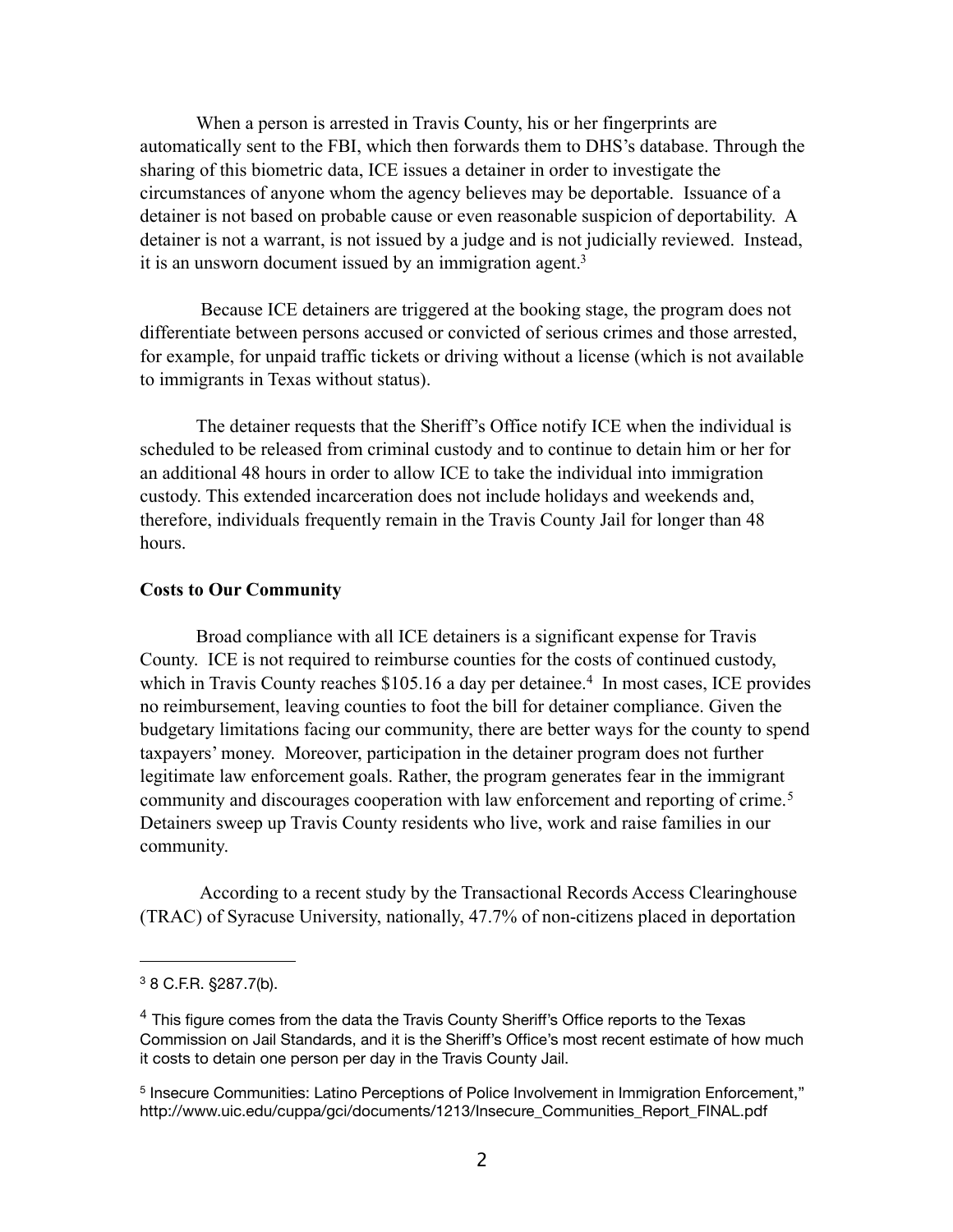When a person is arrested in Travis County, his or her fingerprints are automatically sent to the FBI, which then forwards them to DHS's database. Through the sharing of this biometric data, ICE issues a detainer in order to investigate the circumstances of anyone whom the agency believes may be deportable. Issuance of a detainer is not based on probable cause or even reasonable suspicion of deportability. A detainer is not a warrant, is not issued by a judge and is not judicially reviewed. Instead, it is an unsworn document issued by an immigration agent.[3]

Because ICE detainers are triggered at the booking stage, the program does not differentiate between persons accused or convicted of serious crimes and those arrested, for example, for unpaid traffic tickets or driving without a license (which is not available to immigrants in Texas without status).

The detainer requests that the Sheriff's Office notify ICE when the individual is scheduled to be released from criminal custody and to continue to detain him or her for an additional 48 hours in order to allow ICE to take the individual into immigration custody. This extended incarceration does not include holidays and weekends and, therefore, individuals frequently remain in the Travis County Jail for longer than 48 hours.

**Costs to Our Community**

Broad compliance with all ICE detainers is a significant expense for Travis County. ICE is not required to reimburse counties for the costs of continued custody, which in Travis County reaches $105.16 a day per detainee.[4] In most cases, ICE provides no reimbursement, leaving counties to foot the bill for detainer compliance. Given the budgetary limitations facing our community, there are better ways for the county to spend taxpayers' money. Moreover, participation in the detainer program does not further legitimate law enforcement goals. Rather, the program generates fear in the immigrant community and discourages cooperation with law enforcement and reporting of crime.[5] Detainers sweep up Travis County residents who live, work and raise families in our community.

According to a recent study by the Transactional Records Access Clearinghouse (TRAC) of Syracuse University, nationally, 47.7% of non-citizens placed in deportation

---

[3] 8 C.F.R. §287.7(b).

[4] This figure comes from the data the Travis County Sheriff's Office reports to the Texas Commission on Jail Standards, and it is the Sheriff's Office's most recent estimate of how much it costs to detain one person per day in the Travis County Jail.

[5] Insecure Communities: Latino Perceptions of Police Involvement in Immigration Enforcement," http://www.uic.edu/cuppa/gci/documents/1213/Insecure_Communities_Report_FINAL.pdf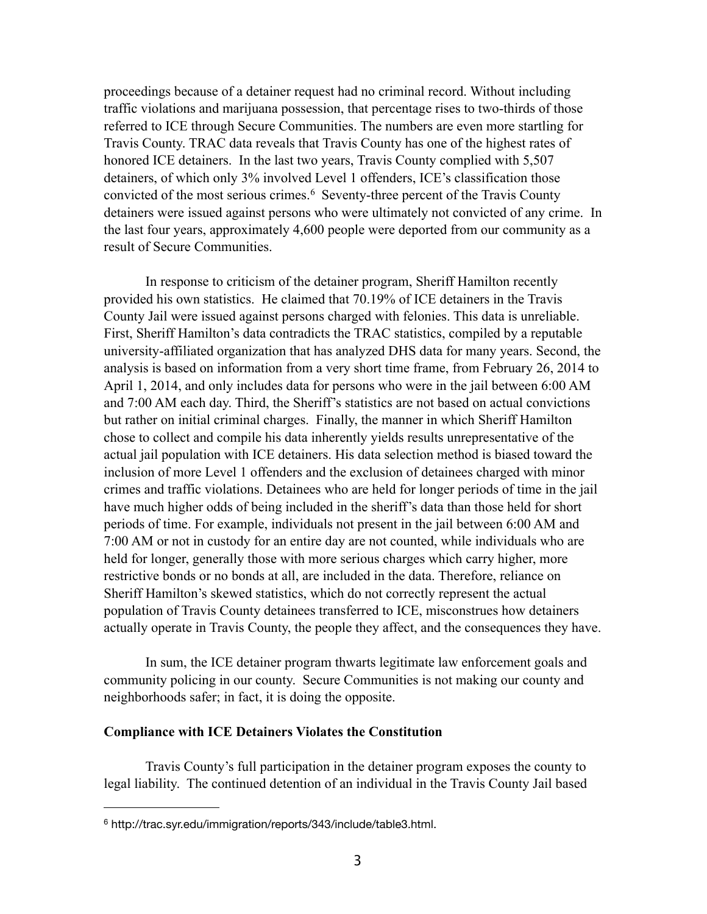proceedings because of a detainer request had no criminal record. Without including traffic violations and marijuana possession, that percentage rises to two-thirds of those referred to ICE through Secure Communities. The numbers are even more startling for Travis County. TRAC data reveals that Travis County has one of the highest rates of honored ICE detainers. In the last two years, Travis County complied with 5,507 detainers, of which only 3% involved Level 1 offenders, ICE's classification those convicted of the most serious crimes.[6] Seventy-three percent of the Travis County detainers were issued against persons who were ultimately not convicted of any crime. In the last four years, approximately 4,600 people were deported from our community as a result of Secure Communities.

In response to criticism of the detainer program, Sheriff Hamilton recently provided his own statistics. He claimed that 70.19% of ICE detainers in the Travis County Jail were issued against persons charged with felonies. This data is unreliable. First, Sheriff Hamilton's data contradicts the TRAC statistics, compiled by a reputable university-affiliated organization that has analyzed DHS data for many years. Second, the analysis is based on information from a very short time frame, from February 26, 2014 to April 1, 2014, and only includes data for persons who were in the jail between 6:00 AM and 7:00 AM each day. Third, the Sheriff's statistics are not based on actual convictions but rather on initial criminal charges. Finally, the manner in which Sheriff Hamilton chose to collect and compile his data inherently yields results unrepresentative of the actual jail population with ICE detainers. His data selection method is biased toward the inclusion of more Level 1 offenders and the exclusion of detainees charged with minor crimes and traffic violations. Detainees who are held for longer periods of time in the jail have much higher odds of being included in the sheriff's data than those held for short periods of time. For example, individuals not present in the jail between 6:00 AM and 7:00 AM or not in custody for an entire day are not counted, while individuals who are held for longer, generally those with more serious charges which carry higher, more restrictive bonds or no bonds at all, are included in the data. Therefore, reliance on Sheriff Hamilton's skewed statistics, which do not correctly represent the actual population of Travis County detainees transferred to ICE, misconstrues how detainers actually operate in Travis County, the people they affect, and the consequences they have.

In sum, the ICE detainer program thwarts legitimate law enforcement goals and community policing in our county. Secure Communities is not making our county and neighborhoods safer; in fact, it is doing the opposite.

**Compliance with ICE Detainers Violates the Constitution**

Travis County's full participation in the detainer program exposes the county to legal liability. The continued detention of an individual in the Travis County Jail based

[6] http://trac.syr.edu/immigration/reports/343/include/table3.html.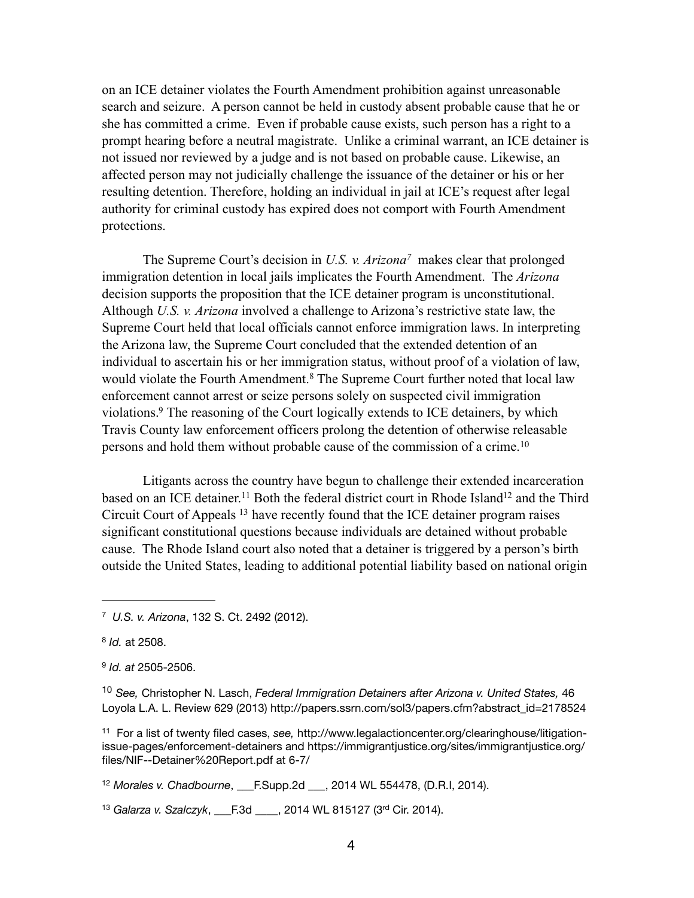on an ICE detainer violates the Fourth Amendment prohibition against unreasonable search and seizure. A person cannot be held in custody absent probable cause that he or she has committed a crime. Even if probable cause exists, such person has a right to a prompt hearing before a neutral magistrate. Unlike a criminal warrant, an ICE detainer is not issued nor reviewed by a judge and is not based on probable cause. Likewise, an affected person may not judicially challenge the issuance of the detainer or his or her resulting detention. Therefore, holding an individual in jail at ICE's request after legal authority for criminal custody has expired does not comport with Fourth Amendment protections.

The Supreme Court's decision in *U.S. v. Arizona*[7] makes clear that prolonged immigration detention in local jails implicates the Fourth Amendment. The *Arizona* decision supports the proposition that the ICE detainer program is unconstitutional. Although *U.S. v. Arizona* involved a challenge to Arizona's restrictive state law, the Supreme Court held that local officials cannot enforce immigration laws. In interpreting the Arizona law, the Supreme Court concluded that the extended detention of an individual to ascertain his or her immigration status, without proof of a violation of law, would violate the Fourth Amendment.[8] The Supreme Court further noted that local law enforcement cannot arrest or seize persons solely on suspected civil immigration violations.[9] The reasoning of the Court logically extends to ICE detainers, by which Travis County law enforcement officers prolong the detention of otherwise releasable persons and hold them without probable cause of the commission of a crime.[10]

Litigants across the country have begun to challenge their extended incarceration based on an ICE detainer.[11] Both the federal district court in Rhode Island[12] and the Third Circuit Court of Appeals [13] have recently found that the ICE detainer program raises significant constitutional questions because individuals are detained without probable cause. The Rhode Island court also noted that a detainer is triggered by a person's birth outside the United States, leading to additional potential liability based on national origin

---

[7] *U.S. v. Arizona*, 132 S. Ct. 2492 (2012).

[8] *Id.* at 2508.

[9] *Id. at* 2505-2506.

[10] *See,* Christopher N. Lasch, *Federal Immigration Detainers after Arizona v. United States,* 46 Loyola L.A. L. Review 629 (2013) http://papers.ssrn.com/sol3/papers.cfm?abstract_id=2178524

[11] For a list of twenty filed cases, *see,* http://www.legalactioncenter.org/clearinghouse/litigation-issue-pages/enforcement-detainers and https://immigrantjustice.org/sites/immigrantjustice.org/files/NIF--Detainer%20Report.pdf at 6-7/

[12] *Morales v. Chadbourne*, ___F.Supp.2d ___, 2014 WL 554478, (D.R.I, 2014).

[13] *Galarza v. Szalczyk*, ___F.3d ____, 2014 WL 815127 (3rd Cir. 2014).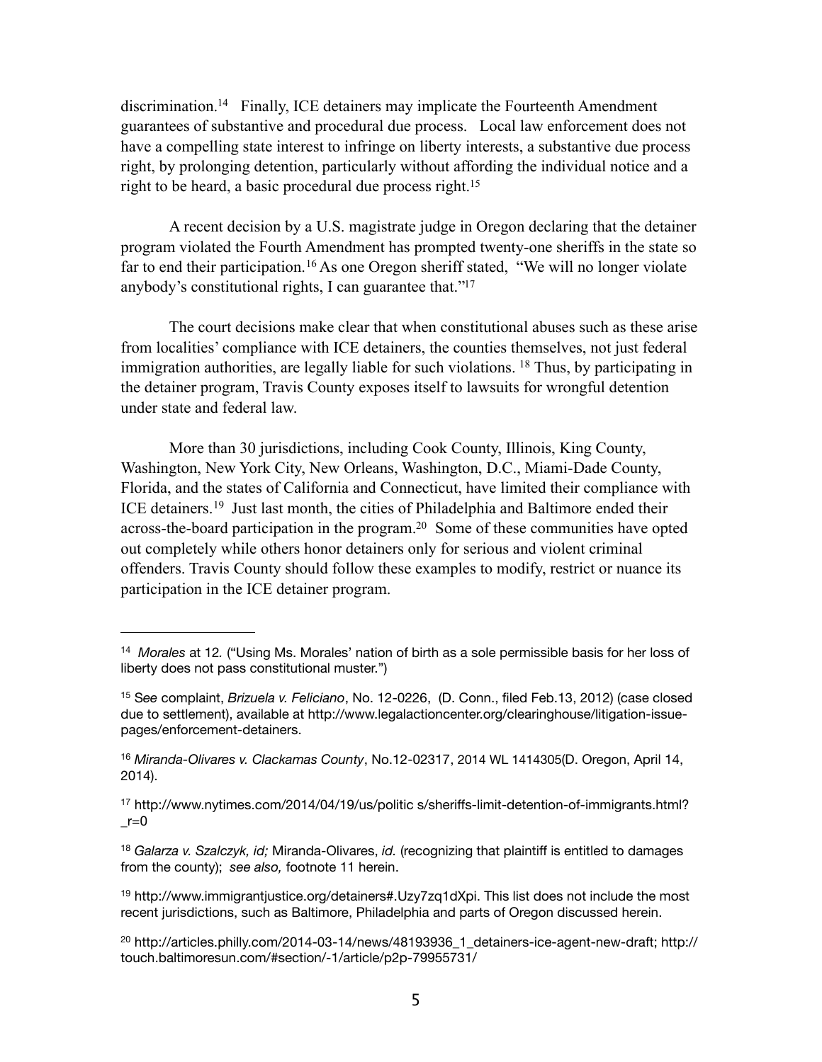discrimination.[14] Finally, ICE detainers may implicate the Fourteenth Amendment guarantees of substantive and procedural due process. Local law enforcement does not have a compelling state interest to infringe on liberty interests, a substantive due process right, by prolonging detention, particularly without affording the individual notice and a right to be heard, a basic procedural due process right.[15]

A recent decision by a U.S. magistrate judge in Oregon declaring that the detainer program violated the Fourth Amendment has prompted twenty-one sheriffs in the state so far to end their participation.[16] As one Oregon sheriff stated, "We will no longer violate anybody's constitutional rights, I can guarantee that."[17]

The court decisions make clear that when constitutional abuses such as these arise from localities' compliance with ICE detainers, the counties themselves, not just federal immigration authorities, are legally liable for such violations.[18] Thus, by participating in the detainer program, Travis County exposes itself to lawsuits for wrongful detention under state and federal law.

More than 30 jurisdictions, including Cook County, Illinois, King County, Washington, New York City, New Orleans, Washington, D.C., Miami-Dade County, Florida, and the states of California and Connecticut, have limited their compliance with ICE detainers.[19] Just last month, the cities of Philadelphia and Baltimore ended their across-the-board participation in the program.[20] Some of these communities have opted out completely while others honor detainers only for serious and violent criminal offenders. Travis County should follow these examples to modify, restrict or nuance its participation in the ICE detainer program.

---

[14] *Morales* at 12. ("Using Ms. Morales' nation of birth as a sole permissible basis for her loss of liberty does not pass constitutional muster.")

[15] See complaint, *Brizuela v. Feliciano*, No. 12-0226, (D. Conn., filed Feb.13, 2012) (case closed due to settlement), available at http://www.legalactioncenter.org/clearinghouse/litigation-issue-pages/enforcement-detainers.

[16] *Miranda-Olivares v. Clackamas County*, No.12-02317, 2014 WL 1414305(D. Oregon, April 14, 2014).

[17] http://www.nytimes.com/2014/04/19/us/politic s/sheriffs-limit-detention-of-immigrants.html?_r=0

[18] *Galarza v. Szalczyk, id;* Miranda-Olivares, *id.* (recognizing that plaintiff is entitled to damages from the county); *see also,* footnote 11 herein.

[19] http://www.immigrantjustice.org/detainers#.Uzy7zq1dXpi. This list does not include the most recent jurisdictions, such as Baltimore, Philadelphia and parts of Oregon discussed herein.

[20] http://articles.philly.com/2014-03-14/news/48193936_1_detainers-ice-agent-new-draft; http://touch.baltimoresun.com/#section/-1/article/p2p-79955731/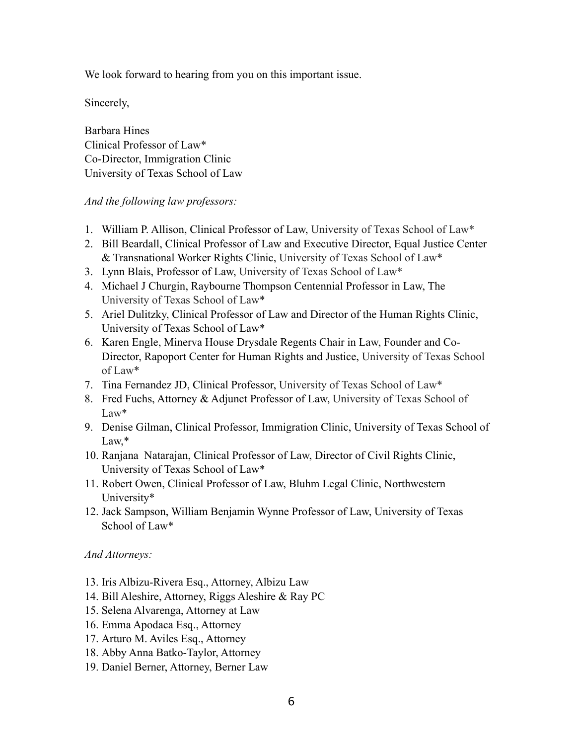We look forward to hearing from you on this important issue.

Sincerely,

Barbara Hines
Clinical Professor of Law*
Co-Director, Immigration Clinic
University of Texas School of Law

*And the following law professors:*

1. William P. Allison, Clinical Professor of Law, University of Texas School of Law*
2. Bill Beardall, Clinical Professor of Law and Executive Director, Equal Justice Center & Transnational Worker Rights Clinic, University of Texas School of Law*
3. Lynn Blais, Professor of Law, University of Texas School of Law*
4. Michael J Churgin, Raybourne Thompson Centennial Professor in Law, The University of Texas School of Law*
5. Ariel Dulitzky, Clinical Professor of Law and Director of the Human Rights Clinic, University of Texas School of Law*
6. Karen Engle, Minerva House Drysdale Regents Chair in Law, Founder and Co-Director, Rapoport Center for Human Rights and Justice, University of Texas School of Law*
7. Tina Fernandez JD, Clinical Professor, University of Texas School of Law*
8. Fred Fuchs, Attorney & Adjunct Professor of Law, University of Texas School of Law*
9. Denise Gilman, Clinical Professor, Immigration Clinic, University of Texas School of Law,*
10. Ranjana Natarajan, Clinical Professor of Law, Director of Civil Rights Clinic, University of Texas School of Law*
11. Robert Owen, Clinical Professor of Law, Bluhm Legal Clinic, Northwestern University*
12. Jack Sampson, William Benjamin Wynne Professor of Law, University of Texas School of Law*

*And Attorneys:*

13. Iris Albizu-Rivera Esq., Attorney, Albizu Law
14. Bill Aleshire, Attorney, Riggs Aleshire & Ray PC
15. Selena Alvarenga, Attorney at Law
16. Emma Apodaca Esq., Attorney
17. Arturo M. Aviles Esq., Attorney
18. Abby Anna Batko-Taylor, Attorney
19. Daniel Berner, Attorney, Berner Law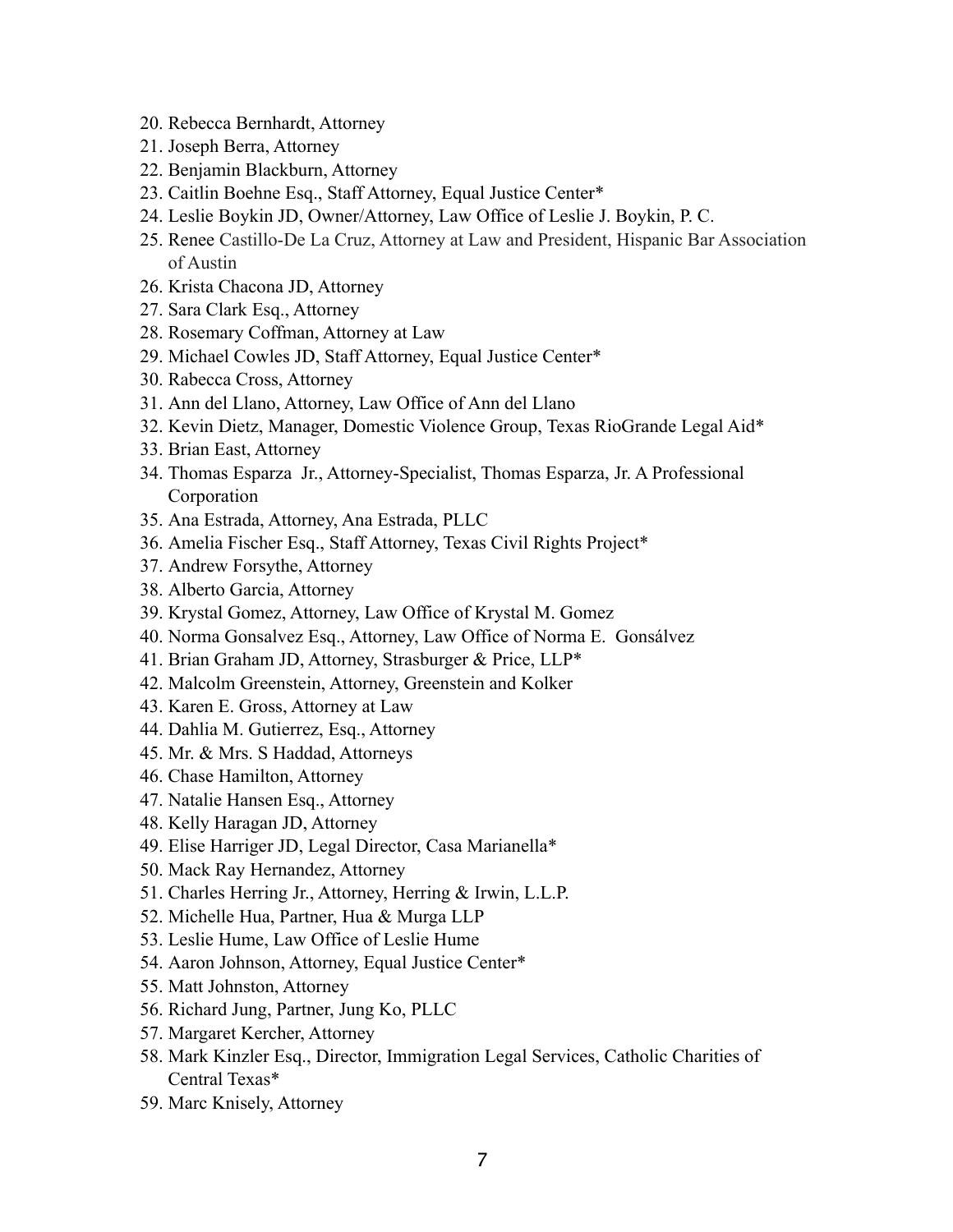20. Rebecca Bernhardt, Attorney
21. Joseph Berra, Attorney
22. Benjamin Blackburn, Attorney
23. Caitlin Boehne Esq., Staff Attorney, Equal Justice Center*
24. Leslie Boykin JD, Owner/Attorney, Law Office of Leslie J. Boykin, P. C.
25. Renee Castillo-De La Cruz, Attorney at Law and President, Hispanic Bar Association of Austin
26. Krista Chacona JD, Attorney
27. Sara Clark Esq., Attorney
28. Rosemary Coffman, Attorney at Law
29. Michael Cowles JD, Staff Attorney, Equal Justice Center*
30. Rabecca Cross, Attorney
31. Ann del Llano, Attorney, Law Office of Ann del Llano
32. Kevin Dietz, Manager, Domestic Violence Group, Texas RioGrande Legal Aid*
33. Brian East, Attorney
34. Thomas Esparza Jr., Attorney-Specialist, Thomas Esparza, Jr. A Professional Corporation
35. Ana Estrada, Attorney, Ana Estrada, PLLC
36. Amelia Fischer Esq., Staff Attorney, Texas Civil Rights Project*
37. Andrew Forsythe, Attorney
38. Alberto Garcia, Attorney
39. Krystal Gomez, Attorney, Law Office of Krystal M. Gomez
40. Norma Gonsalvez Esq., Attorney, Law Office of Norma E. Gonsálvez
41. Brian Graham JD, Attorney, Strasburger & Price, LLP*
42. Malcolm Greenstein, Attorney, Greenstein and Kolker
43. Karen E. Gross, Attorney at Law
44. Dahlia M. Gutierrez, Esq., Attorney
45. Mr. & Mrs. S Haddad, Attorneys
46. Chase Hamilton, Attorney
47. Natalie Hansen Esq., Attorney
48. Kelly Haragan JD, Attorney
49. Elise Harriger JD, Legal Director, Casa Marianella*
50. Mack Ray Hernandez, Attorney
51. Charles Herring Jr., Attorney, Herring & Irwin, L.L.P.
52. Michelle Hua, Partner, Hua & Murga LLP
53. Leslie Hume, Law Office of Leslie Hume
54. Aaron Johnson, Attorney, Equal Justice Center*
55. Matt Johnston, Attorney
56. Richard Jung, Partner, Jung Ko, PLLC
57. Margaret Kercher, Attorney
58. Mark Kinzler Esq., Director, Immigration Legal Services, Catholic Charities of Central Texas*
59. Marc Knisely, Attorney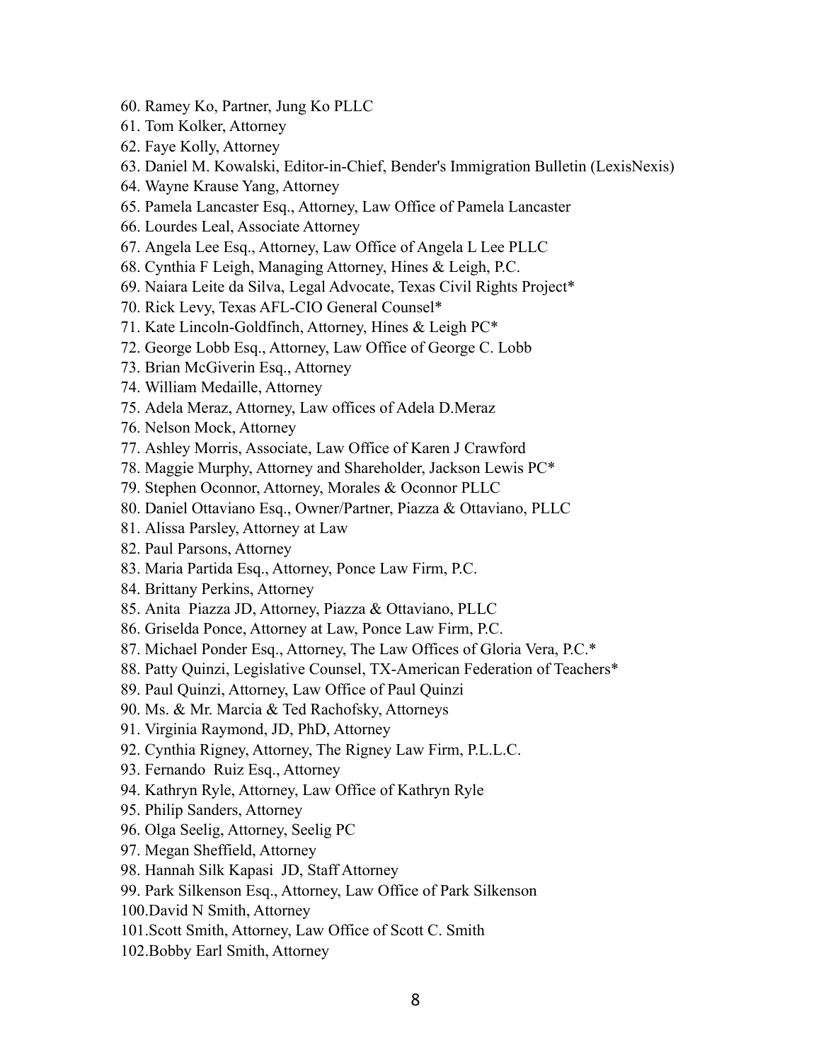60. Ramey Ko, Partner, Jung Ko PLLC
61. Tom Kolker, Attorney
62. Faye Kolly, Attorney
63. Daniel M. Kowalski, Editor-in-Chief, Bender's Immigration Bulletin (LexisNexis)
64. Wayne Krause Yang, Attorney
65. Pamela Lancaster Esq., Attorney, Law Office of Pamela Lancaster
66. Lourdes Leal, Associate Attorney
67. Angela Lee Esq., Attorney, Law Office of Angela L Lee PLLC
68. Cynthia F Leigh, Managing Attorney, Hines & Leigh, P.C.
69. Naiara Leite da Silva, Legal Advocate, Texas Civil Rights Project*
70. Rick Levy, Texas AFL-CIO General Counsel*
71. Kate Lincoln-Goldfinch, Attorney, Hines & Leigh PC*
72. George Lobb Esq., Attorney, Law Office of George C. Lobb
73. Brian McGiverin Esq., Attorney
74. William Medaille, Attorney
75. Adela Meraz, Attorney, Law offices of Adela D.Meraz
76. Nelson Mock, Attorney
77. Ashley Morris, Associate, Law Office of Karen J Crawford
78. Maggie Murphy, Attorney and Shareholder, Jackson Lewis PC*
79. Stephen Oconnor, Attorney, Morales & Oconnor PLLC
80. Daniel Ottaviano Esq., Owner/Partner, Piazza & Ottaviano, PLLC
81. Alissa Parsley, Attorney at Law
82. Paul Parsons, Attorney
83. Maria Partida Esq., Attorney, Ponce Law Firm, P.C.
84. Brittany Perkins, Attorney
85. Anita Piazza JD, Attorney, Piazza & Ottaviano, PLLC
86. Griselda Ponce, Attorney at Law, Ponce Law Firm, P.C.
87. Michael Ponder Esq., Attorney, The Law Offices of Gloria Vera, P.C.*
88. Patty Quinzi, Legislative Counsel, TX-American Federation of Teachers*
89. Paul Quinzi, Attorney, Law Office of Paul Quinzi
90. Ms. & Mr. Marcia & Ted Rachofsky, Attorneys
91. Virginia Raymond, JD, PhD, Attorney
92. Cynthia Rigney, Attorney, The Rigney Law Firm, P.L.L.C.
93. Fernando Ruiz Esq., Attorney
94. Kathryn Ryle, Attorney, Law Office of Kathryn Ryle
95. Philip Sanders, Attorney
96. Olga Seelig, Attorney, Seelig PC
97. Megan Sheffield, Attorney
98. Hannah Silk Kapasi JD, Staff Attorney
99. Park Silkenson Esq., Attorney, Law Office of Park Silkenson
100. David N Smith, Attorney
101. Scott Smith, Attorney, Law Office of Scott C. Smith
102. Bobby Earl Smith, Attorney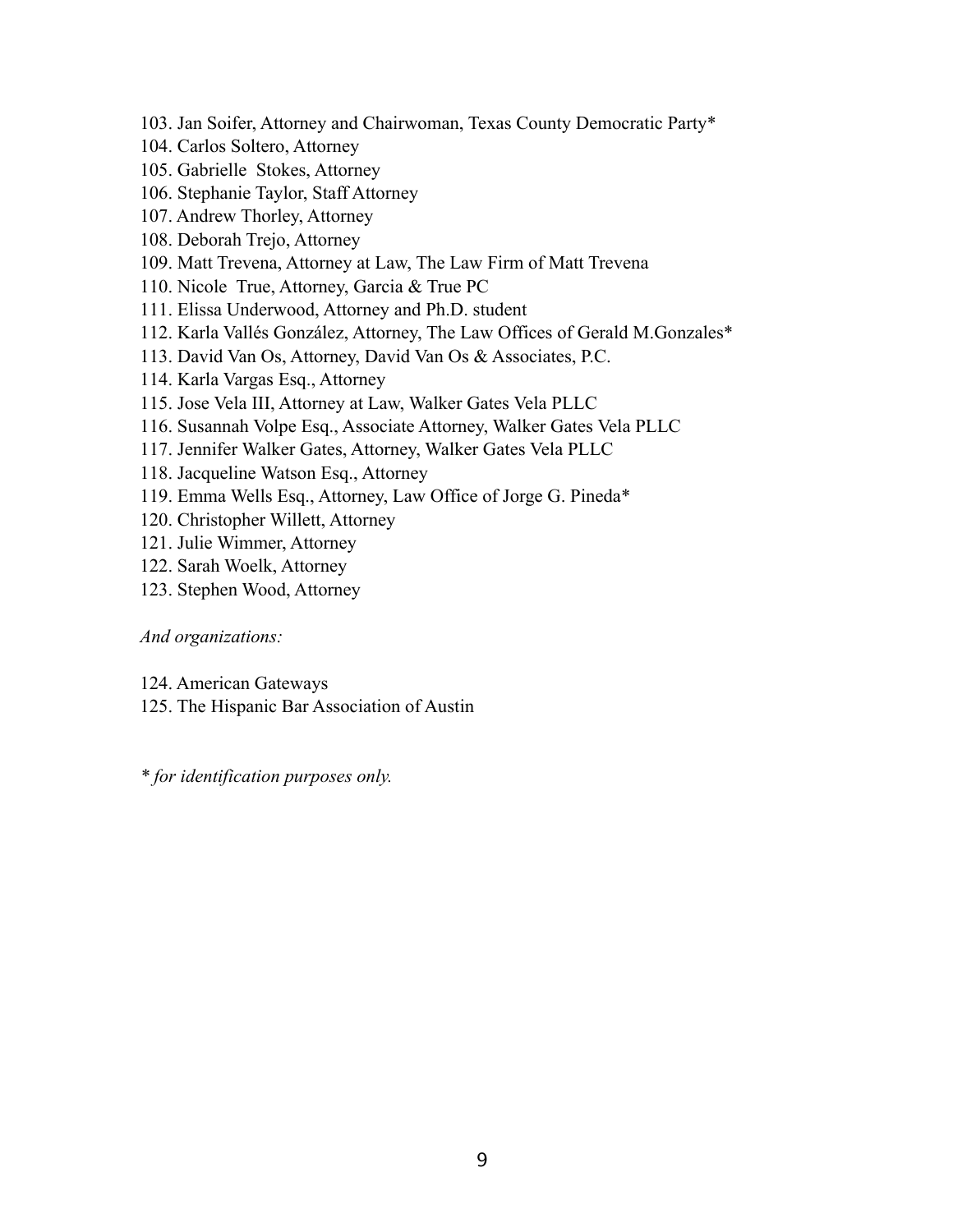103. Jan Soifer, Attorney and Chairwoman, Texas County Democratic Party*
104. Carlos Soltero, Attorney
105. Gabrielle Stokes, Attorney
106. Stephanie Taylor, Staff Attorney
107. Andrew Thorley, Attorney
108. Deborah Trejo, Attorney
109. Matt Trevena, Attorney at Law, The Law Firm of Matt Trevena
110. Nicole True, Attorney, Garcia & True PC
111. Elissa Underwood, Attorney and Ph.D. student
112. Karla Vallés González, Attorney, The Law Offices of Gerald M.Gonzales*
113. David Van Os, Attorney, David Van Os & Associates, P.C.
114. Karla Vargas Esq., Attorney
115. Jose Vela III, Attorney at Law, Walker Gates Vela PLLC
116. Susannah Volpe Esq., Associate Attorney, Walker Gates Vela PLLC
117. Jennifer Walker Gates, Attorney, Walker Gates Vela PLLC
118. Jacqueline Watson Esq., Attorney
119. Emma Wells Esq., Attorney, Law Office of Jorge G. Pineda*
120. Christopher Willett, Attorney
121. Julie Wimmer, Attorney
122. Sarah Woelk, Attorney
123. Stephen Wood, Attorney

*And organizations:*

124. American Gateways
125. The Hispanic Bar Association of Austin

*\* for identification purposes only.*